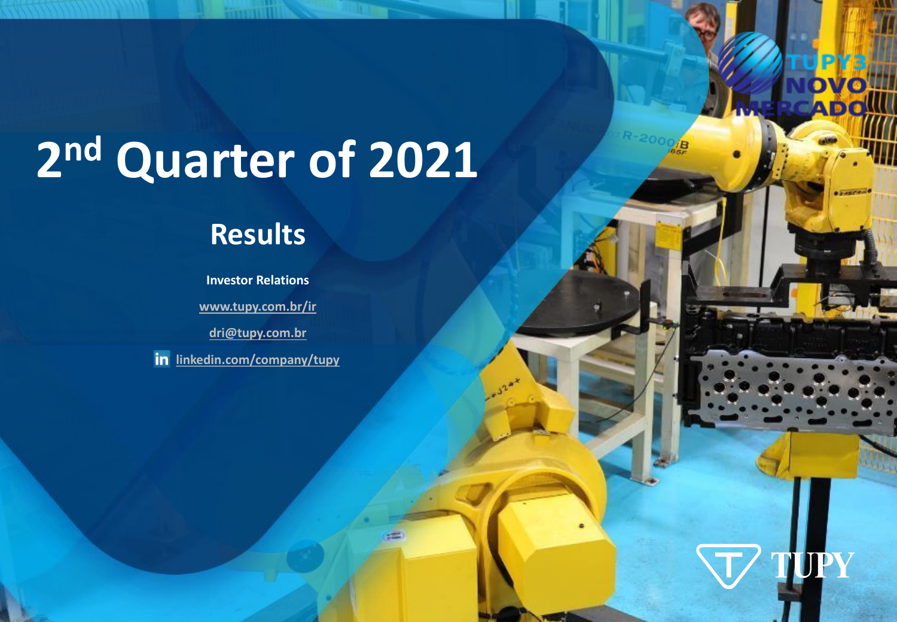# 2nd Quarter of 2021

## Results

**Investor Relations**

www.tupy.com.br/ir

dri@tupy.com.br

linkedin.com/company/tupy

TUPY3 NOVO MERCADO

TUPY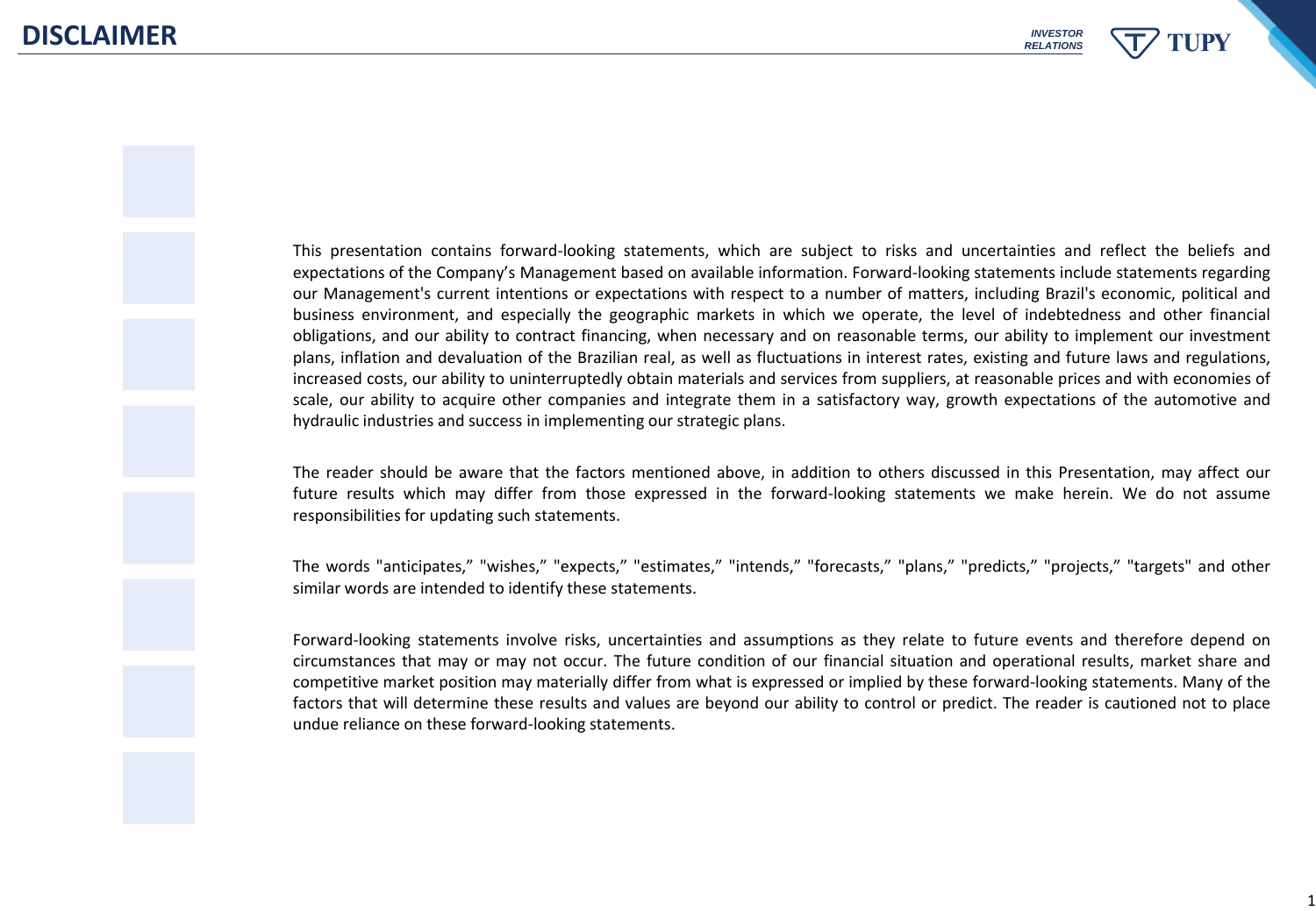# DISCLAIMER

This presentation contains forward-looking statements, which are subject to risks and uncertainties and reflect the beliefs and expectations of the Company's Management based on available information. Forward-looking statements include statements regarding our Management's current intentions or expectations with respect to a number of matters, including Brazil's economic, political and business environment, and especially the geographic markets in which we operate, the level of indebtedness and other financial obligations, and our ability to contract financing, when necessary and on reasonable terms, our ability to implement our investment plans, inflation and devaluation of the Brazilian real, as well as fluctuations in interest rates, existing and future laws and regulations, increased costs, our ability to uninterruptedly obtain materials and services from suppliers, at reasonable prices and with economies of scale, our ability to acquire other companies and integrate them in a satisfactory way, growth expectations of the automotive and hydraulic industries and success in implementing our strategic plans.

The reader should be aware that the factors mentioned above, in addition to others discussed in this Presentation, may affect our future results which may differ from those expressed in the forward-looking statements we make herein. We do not assume responsibilities for updating such statements.

The words "anticipates," "wishes," "expects," "estimates," "intends," "forecasts," "plans," "predicts," "projects," "targets" and other similar words are intended to identify these statements.

Forward-looking statements involve risks, uncertainties and assumptions as they relate to future events and therefore depend on circumstances that may or may not occur. The future condition of our financial situation and operational results, market share and competitive market position may materially differ from what is expressed or implied by these forward-looking statements. Many of the factors that will determine these results and values are beyond our ability to control or predict. The reader is cautioned not to place undue reliance on these forward-looking statements.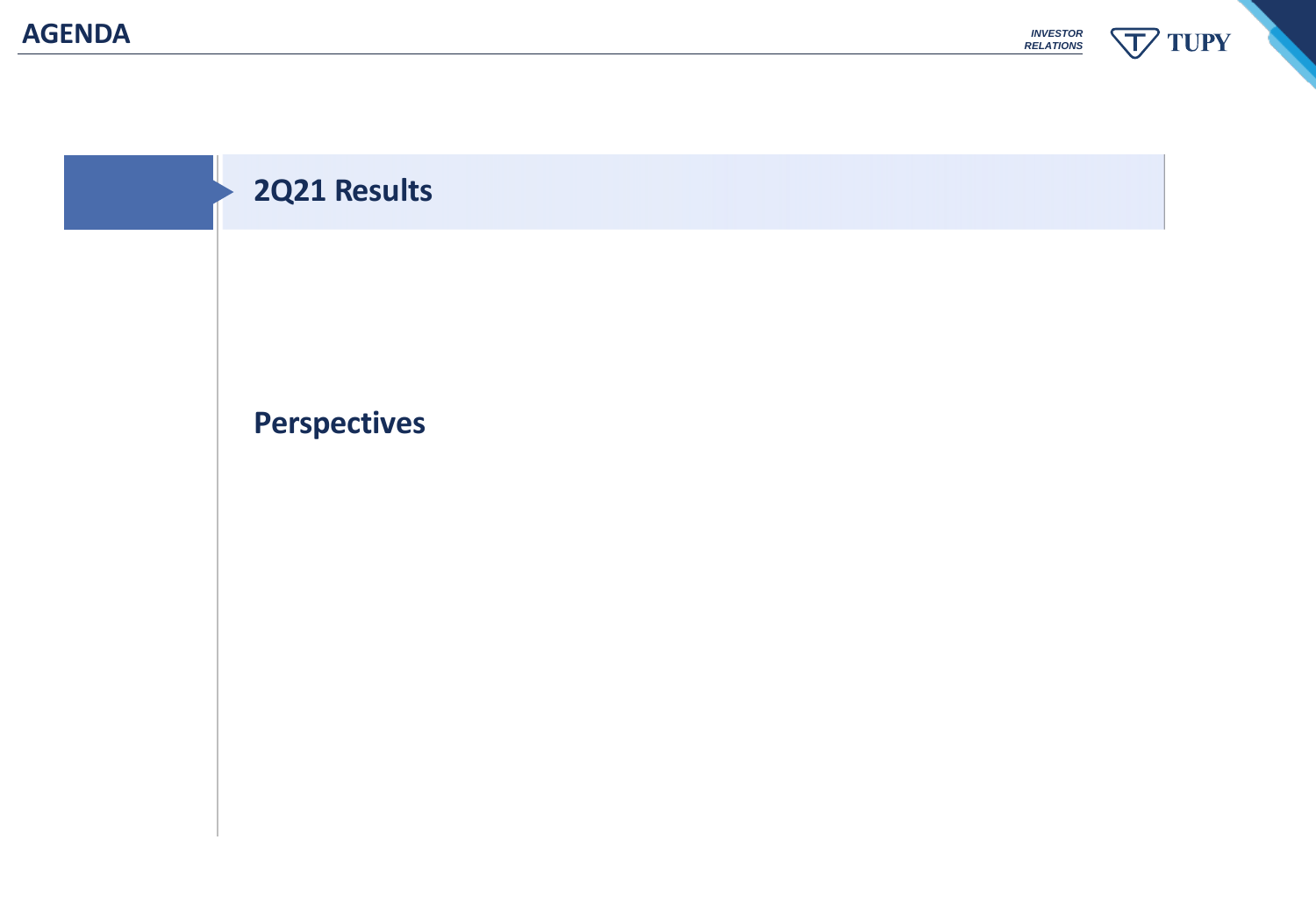# AGENDA

## 2Q21 Results

## Perspectives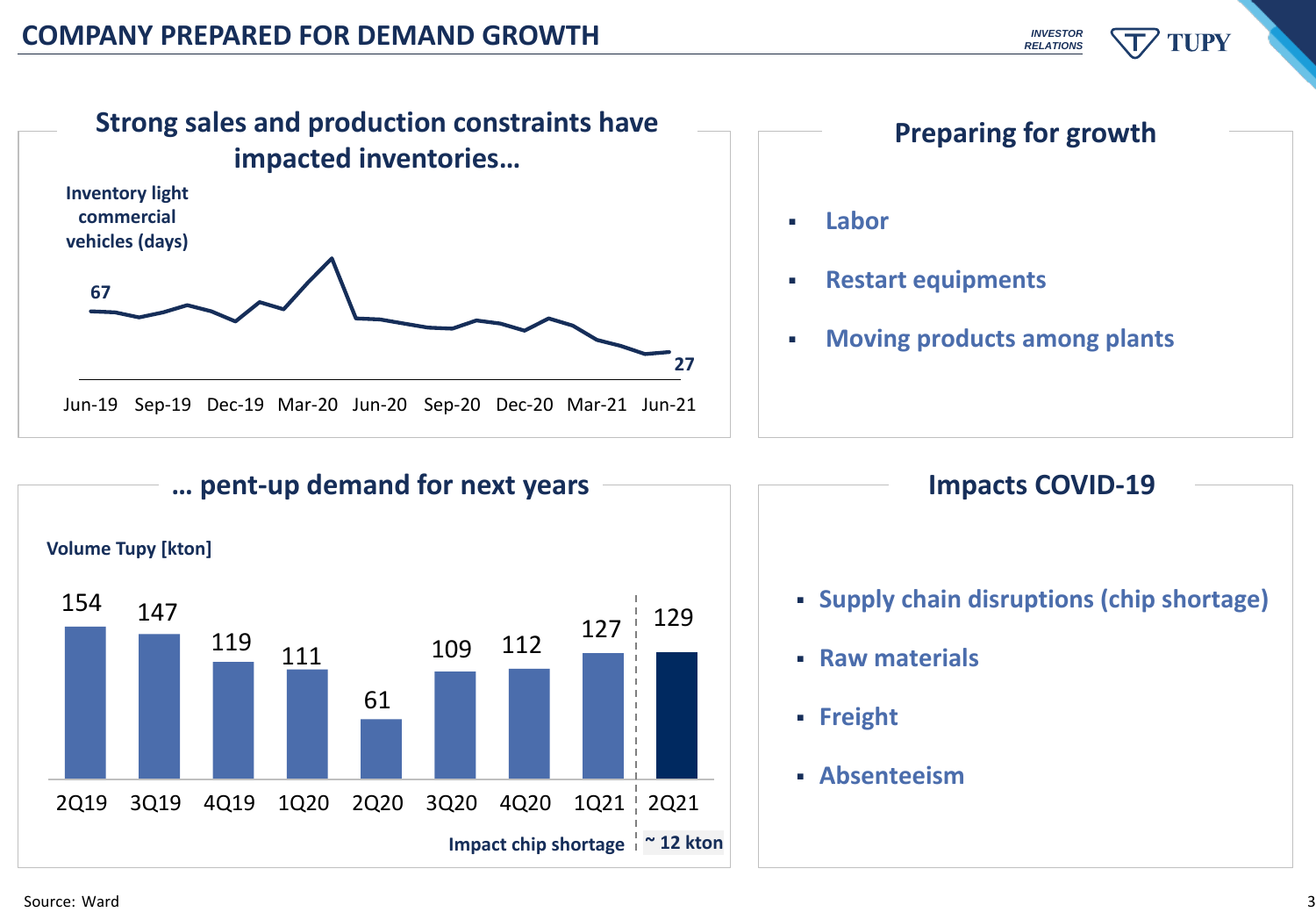# COMPANY PREPARED FOR DEMAND GROWTH

## Strong sales and production constraints have impacted inventories…

Inventory light commercial vehicles (days)

67

27

Jun-19 Sep-19 Dec-19 Mar-20 Jun-20 Sep-20 Dec-20 Mar-21 Jun-21

## Preparing for growth

- Labor
- Restart equipments
- Moving products among plants

## … pent-up demand for next years

Volume Tupy [kton]

| 2Q19 | 3Q19 | 4Q19 | 1Q20 | 2Q20 | 3Q20 | 4Q20 | 1Q21 | 2Q21 |
|---|---|---|---|---|---|---|---|---|
| 154 | 147 | 119 | 111 | 61 | 109 | 112 | 127 | 129 |

Impact chip shortage: ~ 12 kton

## Impacts COVID-19

- Supply chain disruptions (chip shortage)
- Raw materials
- Freight
- Absenteeism

Source: Ward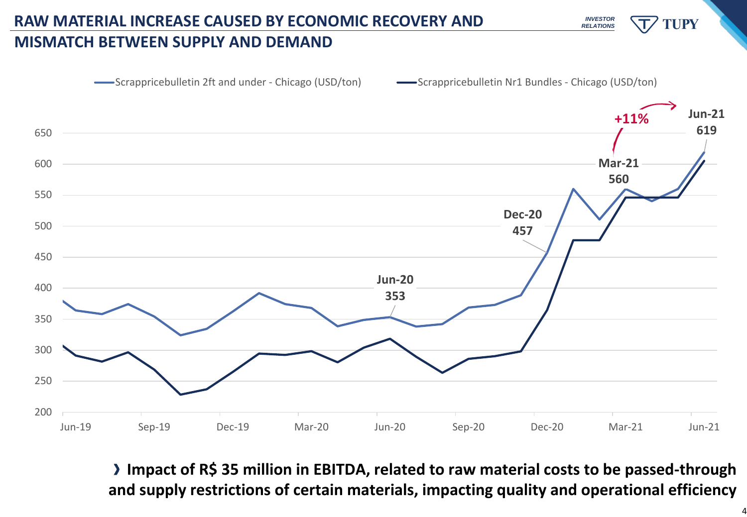# RAW MATERIAL INCREASE CAUSED BY ECONOMIC RECOVERY AND MISMATCH BETWEEN SUPPLY AND DEMAND

Scrappricebulletin 2ft and under - Chicago (USD/ton) — Scrappricebulletin Nr1 Bundles - Chicago (USD/ton)

Jun-20: 353 | Dec-20: 457 | Mar-21: 560 | Jun-21: 619 | +11%

› **Impact of R$ 35 million in EBITDA, related to raw material costs to be passed-through and supply restrictions of certain materials, impacting quality and operational efficiency**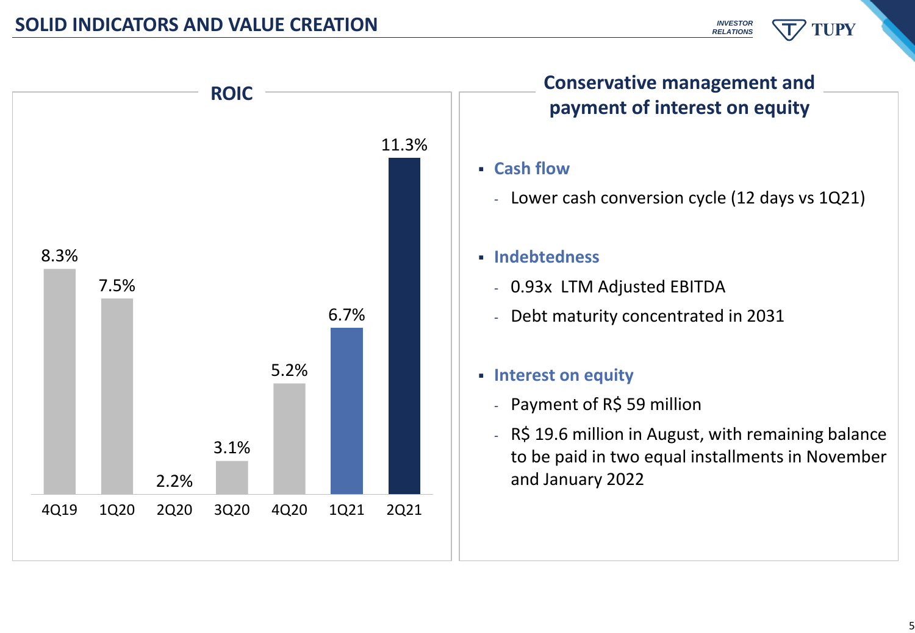# SOLID INDICATORS AND VALUE CREATION

## ROIC

| Quarter | ROIC |
|---|---|
| 4Q19 | 8.3% |
| 1Q20 | 7.5% |
| 2Q20 | 2.2% |
| 3Q20 | 3.1% |
| 4Q20 | 5.2% |
| 1Q21 | 6.7% |
| 2Q21 | 11.3% |

## Conservative management and payment of interest on equity

- **Cash flow**
  - Lower cash conversion cycle (12 days vs 1Q21)
- **Indebtedness**
  - 0.93x LTM Adjusted EBITDA
  - Debt maturity concentrated in 2031
- **Interest on equity**
  - Payment of R$ 59 million
  - R$ 19.6 million in August, with remaining balance to be paid in two equal installments in November and January 2022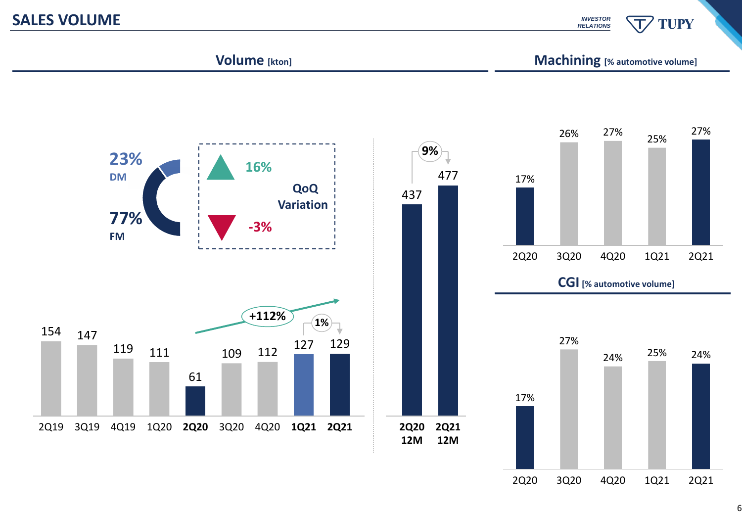# SALES VOLUME

## Volume [kton]

**23%** DM

**77%** FM

QoQ Variation

- ▲ 16%
- ▼ -3%

| Quarter | 2Q19 | 3Q19 | 4Q19 | 1Q20 | **2Q20** | 3Q20 | 4Q20 | **1Q21** | **2Q21** |
|---|---|---|---|---|---|---|---|---|---|
| Volume | 154 | 147 | 119 | 111 | 61 | 109 | 112 | 127 | 129 |

+112% (2Q20 → 2Q21)

1% (1Q21 → 2Q21)

| Period | **2Q20 12M** | **2Q21 12M** |
|---|---|---|
| Volume | 437 | 477 |

9% (2Q20 12M → 2Q21 12M)

## Machining [% automotive volume]

| 2Q20 | 3Q20 | 4Q20 | 1Q21 | 2Q21 |
|---|---|---|---|---|
| 17% | 26% | 27% | 25% | 27% |

## CGI [% automotive volume]

| 2Q20 | 3Q20 | 4Q20 | 1Q21 | 2Q21 |
|---|---|---|---|---|
| 17% | 27% | 24% | 25% | 24% |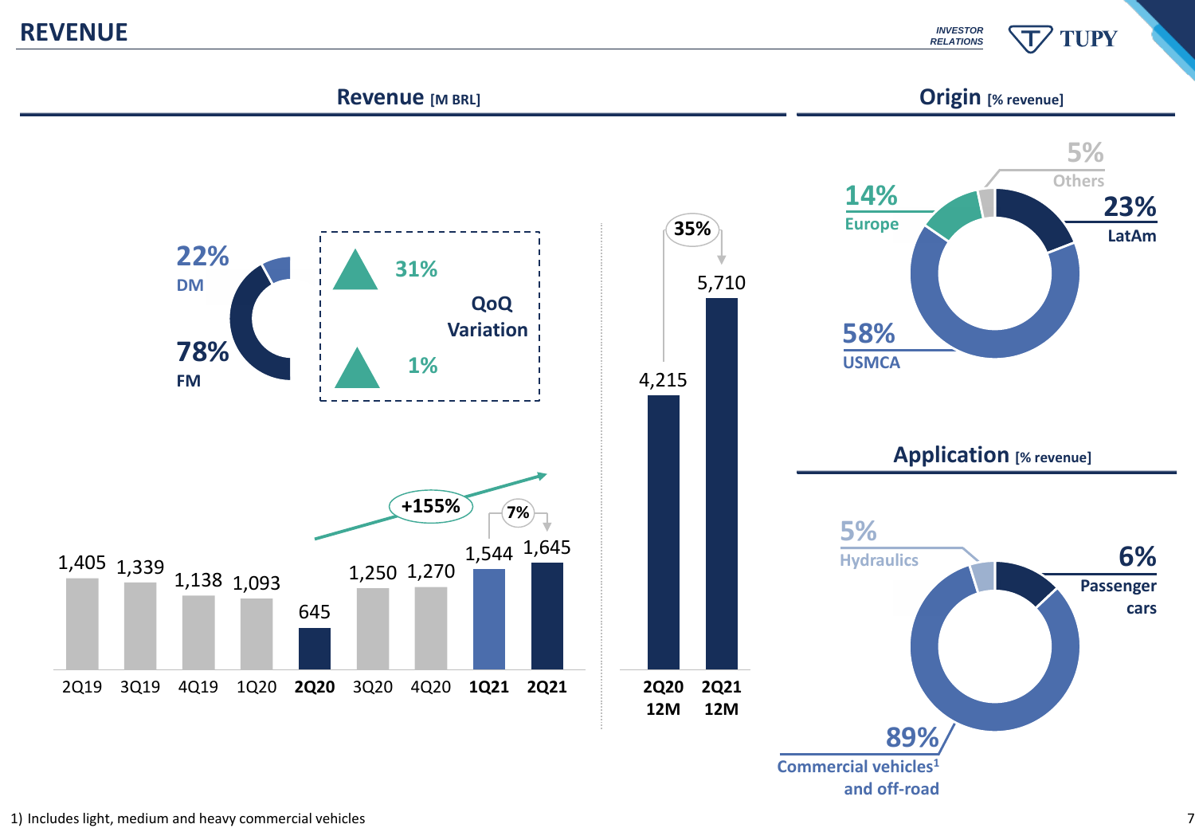# REVENUE

## Revenue [M BRL]

22% DM

78% FM

QoQ Variation

- ▲ 31%
- ▲ 1%

| 2Q19 | 3Q19 | 4Q19 | 1Q20 | **2Q20** | 3Q20 | 4Q20 | **1Q21** | **2Q21** |
|---|---|---|---|---|---|---|---|---|
| 1,405 | 1,339 | 1,138 | 1,093 | 645 | 1,250 | 1,270 | 1,544 | 1,645 |

+155%

7%

| **2Q20 12M** | **2Q21 12M** |
|---|---|
| 4,215 | 5,710 |

35%

## Origin [% revenue]

- 5% Others
- 23% LatAm
- 14% Europe
- 58% USMCA

## Application [% revenue]

- 5% Hydraulics
- 6% Passenger cars
- 89% Commercial vehicles[1] and off-road

1) Includes light, medium and heavy commercial vehicles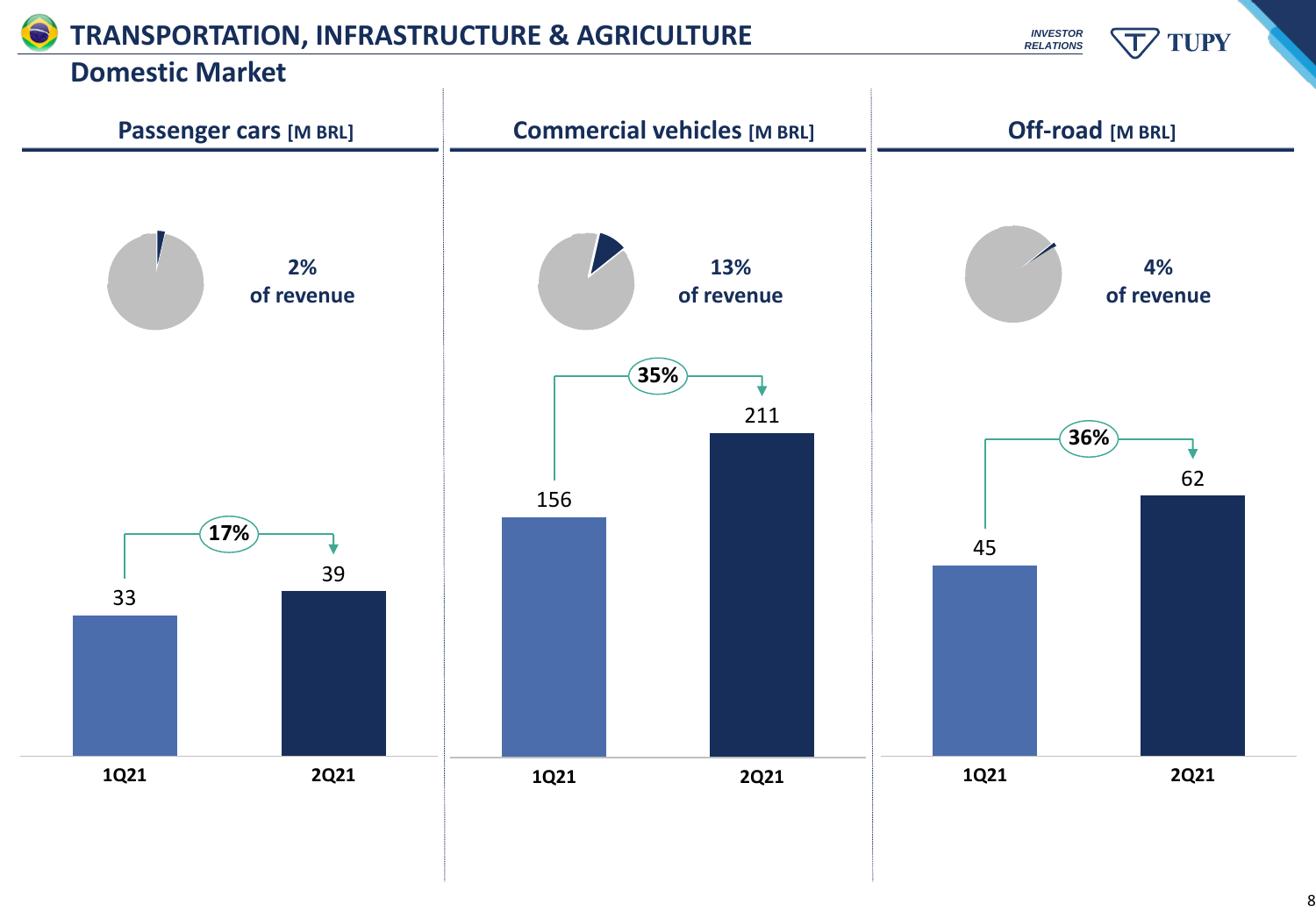# TRANSPORTATION, INFRASTRUCTURE & AGRICULTURE

## Domestic Market

### Passenger cars [M BRL]

2% of revenue

| | 1Q21 | 2Q21 |
|---|---|---|
| Passenger cars [M BRL] | 33 | 39 |

Growth: 17%

### Commercial vehicles [M BRL]

13% of revenue

| | 1Q21 | 2Q21 |
|---|---|---|
| Commercial vehicles [M BRL] | 156 | 211 |

Growth: 35%

### Off-road [M BRL]

4% of revenue

| | 1Q21 | 2Q21 |
|---|---|---|
| Off-road [M BRL] | 45 | 62 |

Growth: 36%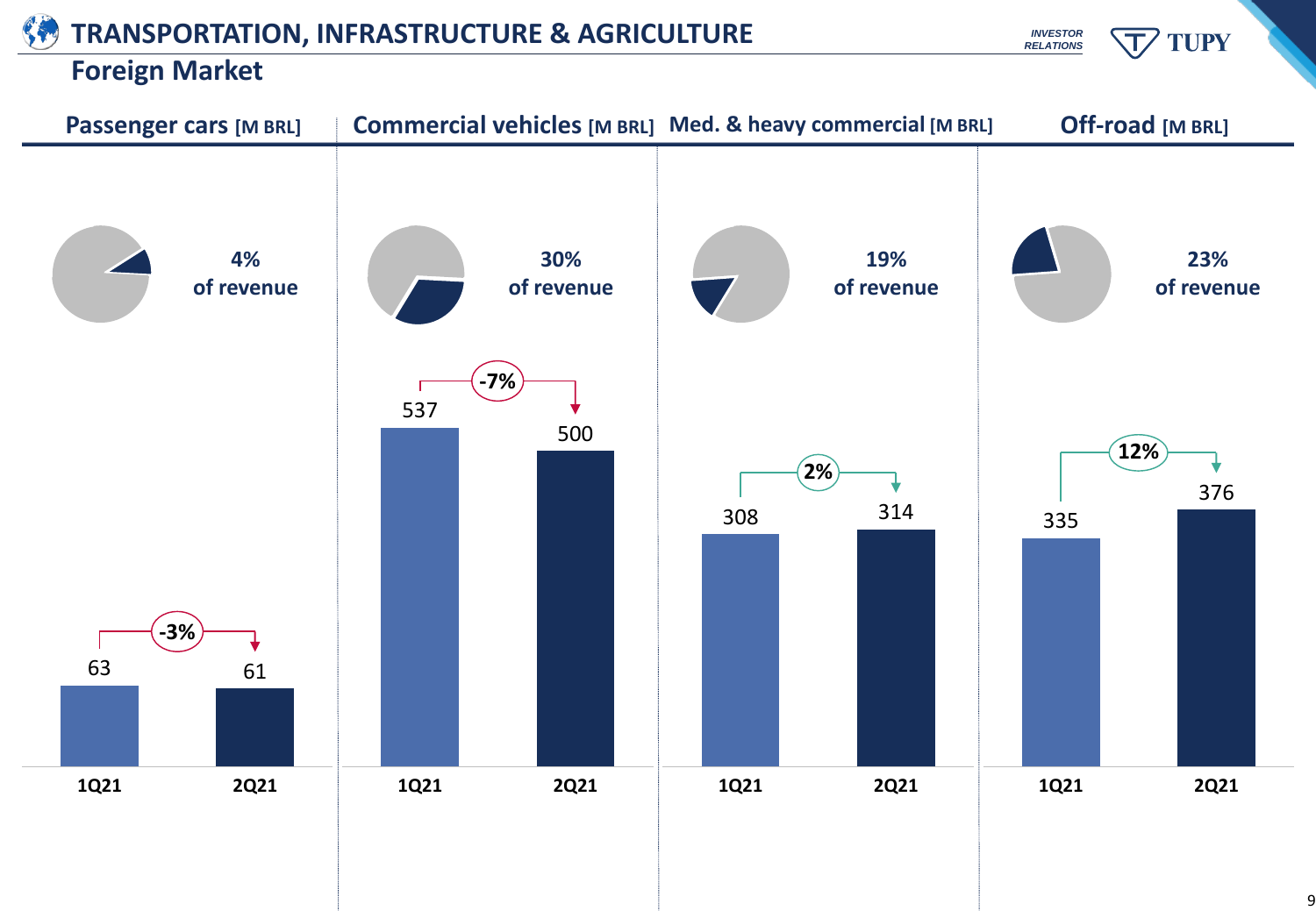# TRANSPORTATION, INFRASTRUCTURE & AGRICULTURE

## Foreign Market

| | Passenger cars [M BRL] | Commercial vehicles [M BRL] | Med. & heavy commercial [M BRL] | Off-road [M BRL] |
|---|---|---|---|---|
| Share | 4% of revenue | 30% of revenue | 19% of revenue | 23% of revenue |
| 1Q21 | 63 | 537 | 308 | 335 |
| 2Q21 | 61 | 500 | 314 | 376 |
| Change | -3% | -7% | 2% | 12% |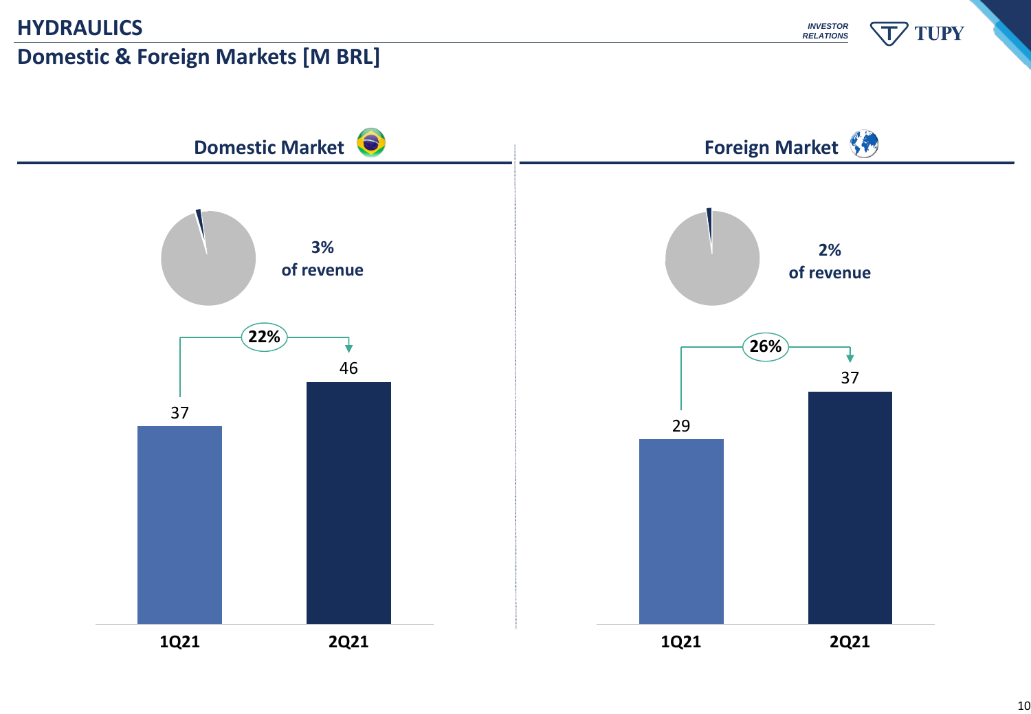# HYDRAULICS

## Domestic & Foreign Markets [M BRL]

### Domestic Market

3% of revenue

| | 1Q21 | 2Q21 |
|---|---|---|
| Domestic Market | 37 | 46 |

Growth: 22%

### Foreign Market

2% of revenue

| | 1Q21 | 2Q21 |
|---|---|---|
| Foreign Market | 29 | 37 |

Growth: 26%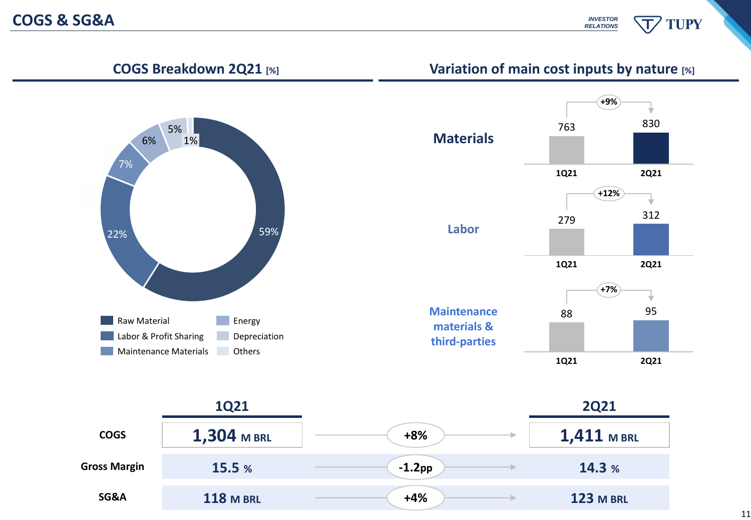# COGS & SG&A

## COGS Breakdown 2Q21 [%]

| Item | % |
|---|---|
| Raw Material | 59% |
| Labor & Profit Sharing | 22% |
| Maintenance Materials | 7% |
| Energy | 6% |
| Depreciation | 5% |
| Others | 1% |

## Variation of main cost inputs by nature [%]

| | 1Q21 | 2Q21 | Variation |
|---|---|---|---|
| Materials | 763 | 830 | +9% |
| Labor | 279 | 312 | +12% |
| Maintenance materials & third-parties | 88 | 95 | +7% |

| | 1Q21 | Variation | 2Q21 |
|---|---|---|---|
| COGS | 1,304 M BRL | +8% | 1,411 M BRL |
| Gross Margin | 15.5 % | -1.2pp | 14.3 % |
| SG&A | 118 M BRL | +4% | 123 M BRL |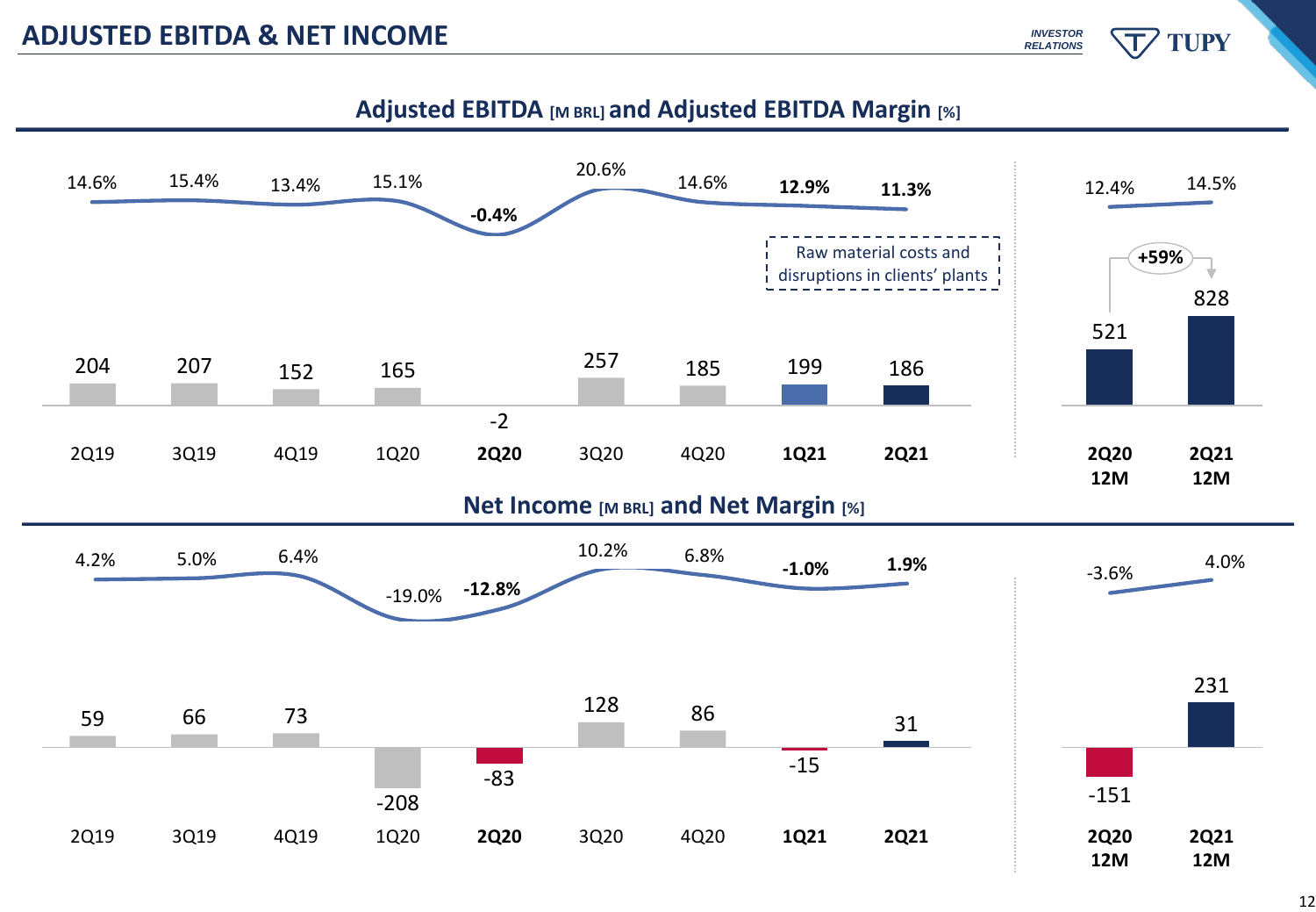# ADJUSTED EBITDA & NET INCOME

## Adjusted EBITDA [M BRL] and Adjusted EBITDA Margin [%]

| | 2Q19 | 3Q19 | 4Q19 | 1Q20 | **2Q20** | 3Q20 | 4Q20 | **1Q21** | **2Q21** |
|---|---|---|---|---|---|---|---|---|---|
| Adjusted EBITDA | 204 | 207 | 152 | 165 | -2 | 257 | 185 | 199 | 186 |
| Adjusted EBITDA Margin | 14.6% | 15.4% | 13.4% | 15.1% | **-0.4%** | 20.6% | 14.6% | **12.9%** | **11.3%** |

Raw material costs and disruptions in clients' plants

| | **2Q20 12M** | **2Q21 12M** |
|---|---|---|
| Adjusted EBITDA | 521 | 828 |
| Adjusted EBITDA Margin | 12.4% | 14.5% |

**+59%**

## Net Income [M BRL] and Net Margin [%]

| | 2Q19 | 3Q19 | 4Q19 | 1Q20 | **2Q20** | 3Q20 | 4Q20 | **1Q21** | **2Q21** |
|---|---|---|---|---|---|---|---|---|---|
| Net Income | 59 | 66 | 73 | -208 | -83 | 128 | 86 | -15 | 31 |
| Net Margin | 4.2% | 5.0% | 6.4% | -19.0% | **-12.8%** | 10.2% | 6.8% | **-1.0%** | **1.9%** |

| | **2Q20 12M** | **2Q21 12M** |
|---|---|---|
| Net Income | -151 | 231 |
| Net Margin | -3.6% | 4.0% |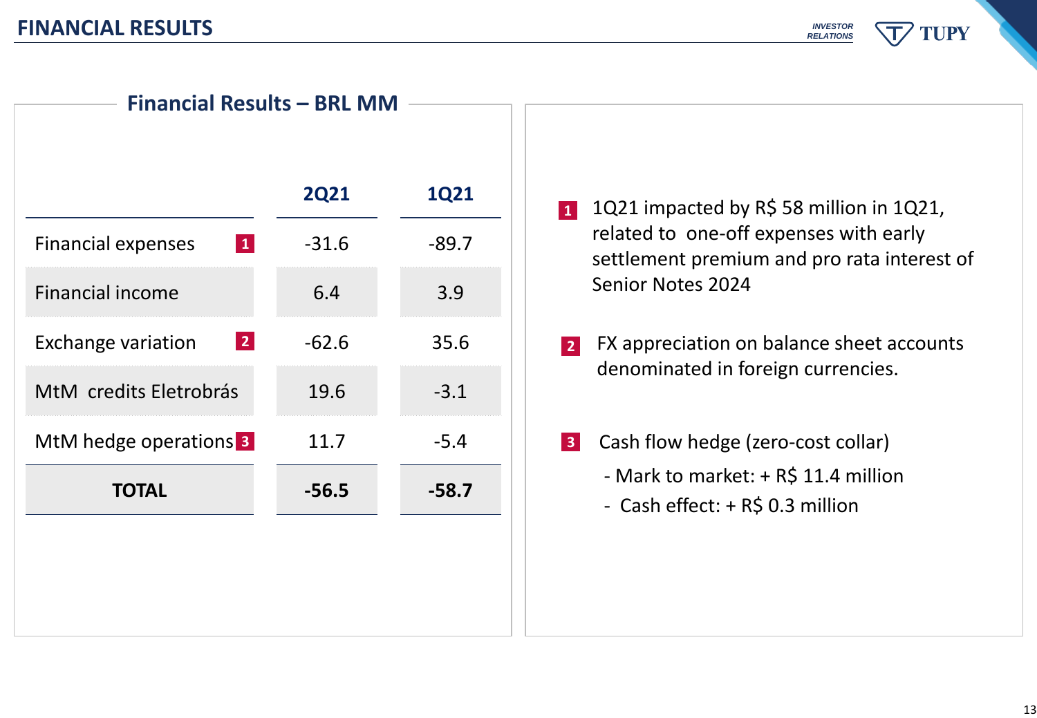# FINANCIAL RESULTS

## Financial Results – BRL MM

| | 2Q21 | 1Q21 |
|---|---|---|
| Financial expenses [1] | -31.6 | -89.7 |
| Financial income | 6.4 | 3.9 |
| Exchange variation [2] | -62.6 | 35.6 |
| MtM credits Eletrobrás | 19.6 | -3.1 |
| MtM hedge operations [3] | 11.7 | -5.4 |
| **TOTAL** | **-56.5** | **-58.7** |

[1] 1Q21 impacted by R$ 58 million in 1Q21, related to one-off expenses with early settlement premium and pro rata interest of Senior Notes 2024

[2] FX appreciation on balance sheet accounts denominated in foreign currencies.

[3] Cash flow hedge (zero-cost collar)

- Mark to market: + R$ 11.4 million
- Cash effect: + R$ 0.3 million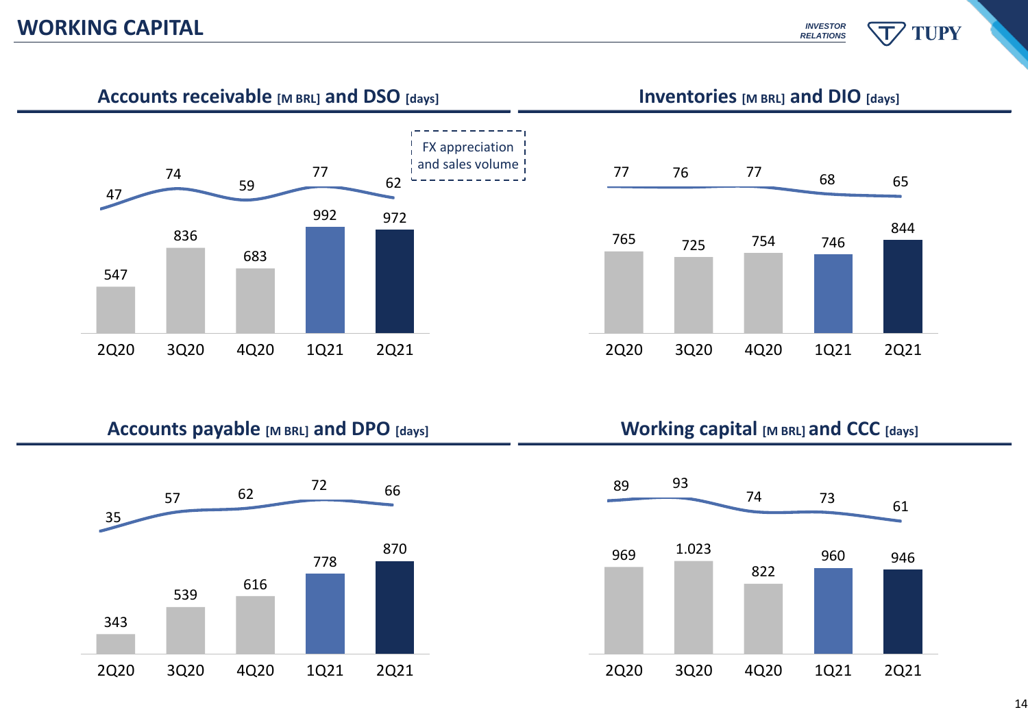# WORKING CAPITAL

## Accounts receivable [M BRL] and DSO [days]

| | 2Q20 | 3Q20 | 4Q20 | 1Q21 | 2Q21 |
|---|---|---|---|---|---|
| Accounts receivable [M BRL] | 547 | 836 | 683 | 992 | 972 |
| DSO [days] | 47 | 74 | 59 | 77 | 62 |

FX appreciation and sales volume

## Inventories [M BRL] and DIO [days]

| | 2Q20 | 3Q20 | 4Q20 | 1Q21 | 2Q21 |
|---|---|---|---|---|---|
| Inventories [M BRL] | 765 | 725 | 754 | 746 | 844 |
| DIO [days] | 77 | 76 | 77 | 68 | 65 |

## Accounts payable [M BRL] and DPO [days]

| | 2Q20 | 3Q20 | 4Q20 | 1Q21 | 2Q21 |
|---|---|---|---|---|---|
| Accounts payable [M BRL] | 343 | 539 | 616 | 778 | 870 |
| DPO [days] | 35 | 57 | 62 | 72 | 66 |

## Working capital [M BRL] and CCC [days]

| | 2Q20 | 3Q20 | 4Q20 | 1Q21 | 2Q21 |
|---|---|---|---|---|---|
| Working capital [M BRL] | 969 | 1.023 | 822 | 960 | 946 |
| CCC [days] | 89 | 93 | 74 | 73 | 61 |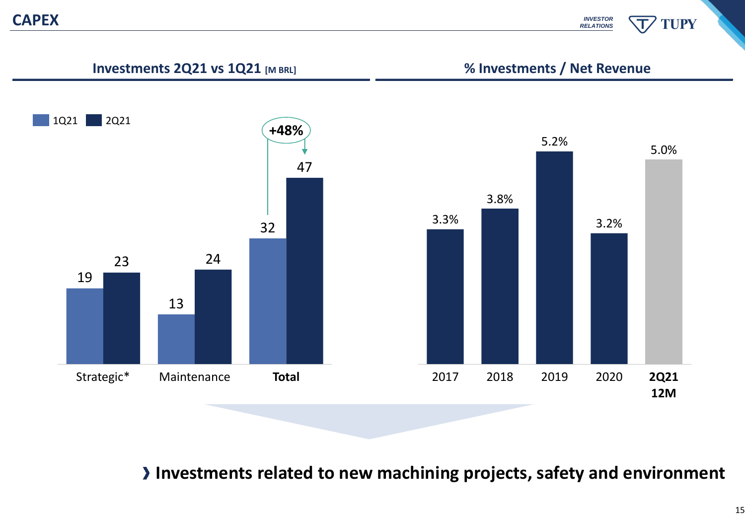# CAPEX

## Investments 2Q21 vs 1Q21 [M BRL]

| | 1Q21 | 2Q21 |
|---|---|---|
| Strategic* | 19 | 23 |
| Maintenance | 13 | 24 |
| **Total** | 32 | 47 |

+48%

## % Investments / Net Revenue

| 2017 | 2018 | 2019 | 2020 | **2Q21 12M** |
|---|---|---|---|---|
| 3.3% | 3.8% | 5.2% | 3.2% | 5.0% |

› **Investments related to new machining projects, safety and environment**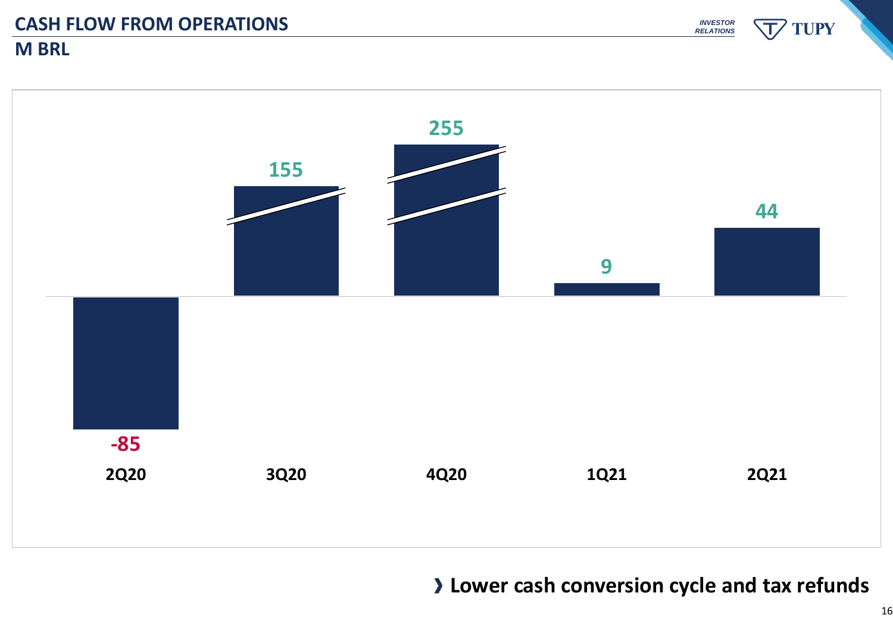# CASH FLOW FROM OPERATIONS

## M BRL

| 2Q20 | 3Q20 | 4Q20 | 1Q21 | 2Q21 |
|---|---|---|---|---|
| -85 | 155 | 255 | 9 | 44 |

› **Lower cash conversion cycle and tax refunds**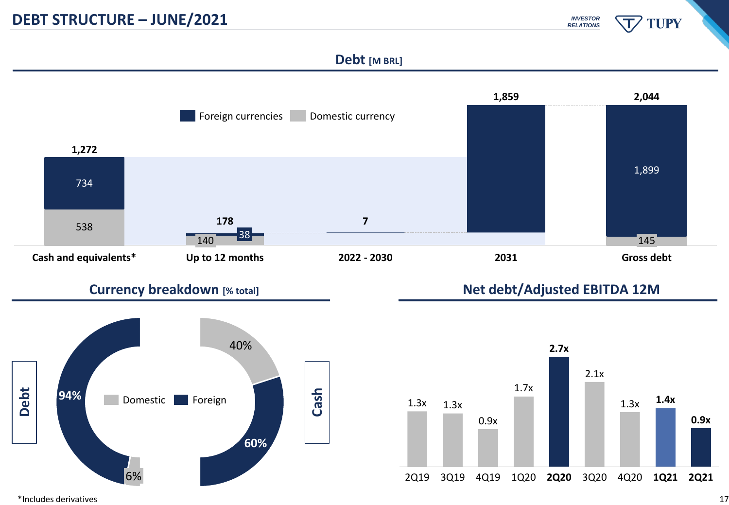# DEBT STRUCTURE – JUNE/2021

## Debt [M BRL]

| | Cash and equivalents* | Up to 12 months | 2022 - 2030 | 2031 | Gross debt |
|---|---|---|---|---|---|
| Foreign currencies | 734 | 38 | | | 1,899 |
| Domestic currency | 538 | 140 | | | 145 |
| Total | 1,272 | 178 | 7 | 1,859 | 2,044 |

## Currency breakdown [% total]

| | Domestic | Foreign |
|---|---|---|
| Debt | 6% | 94% |
| Cash | 40% | 60% |

## Net debt/Adjusted EBITDA 12M

| 2Q19 | 3Q19 | 4Q19 | 1Q20 | **2Q20** | 3Q20 | 4Q20 | **1Q21** | **2Q21** |
|---|---|---|---|---|---|---|---|---|
| 1.3x | 1.3x | 0.9x | 1.7x | **2.7x** | 2.1x | 1.3x | **1.4x** | **0.9x** |

*Includes derivatives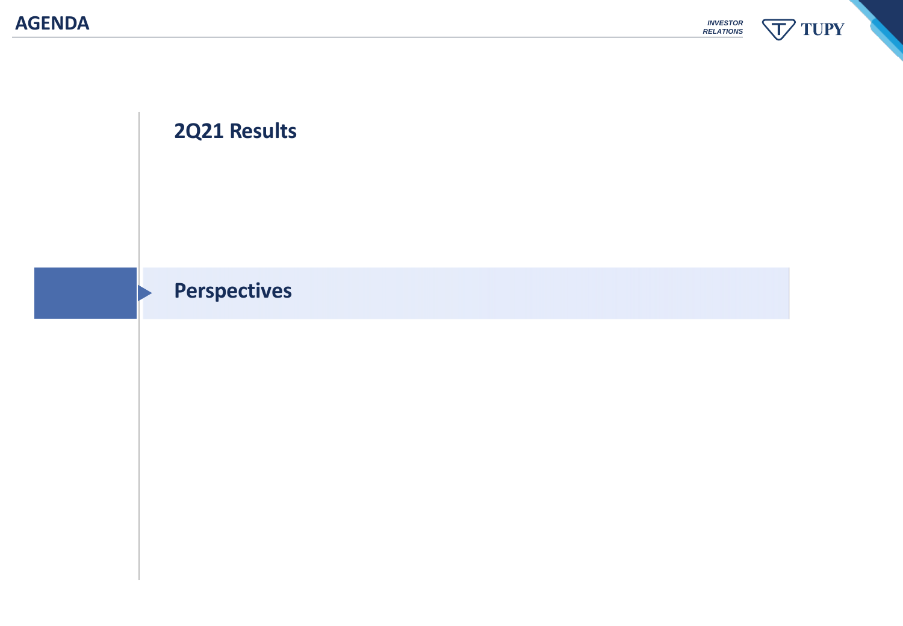# AGENDA

## 2Q21 Results

## Perspectives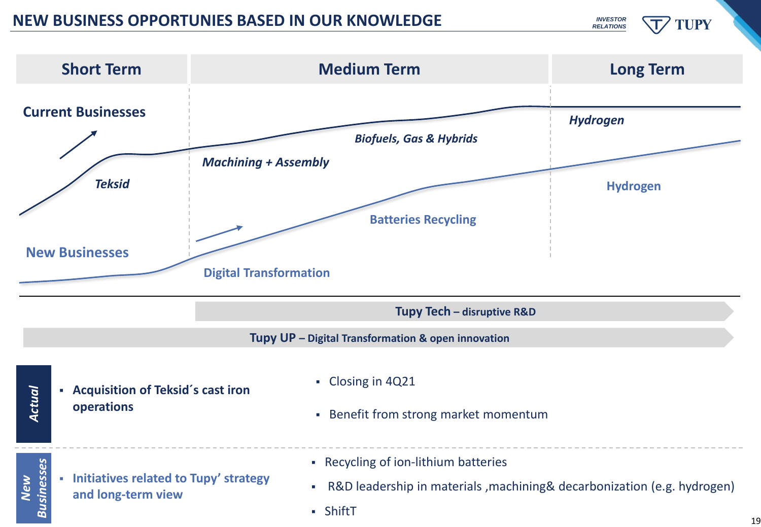# NEW BUSINESS OPPORTUNIES BASED IN OUR KNOWLEDGE

| Short Term | Medium Term | Long Term |
|---|---|---|

**Current Businesses**

*Teksid*

*Machining + Assembly*

*Biofuels, Gas & Hybrids*

*Hydrogen*

**New Businesses**

Digital Transformation

Batteries Recycling

Hydrogen

**Tupy Tech** – disruptive R&D

**Tupy UP** – Digital Transformation & open innovation

***Actual***

- **Acquisition of Teksid´s cast iron operations**
  - Closing in 4Q21
  - Benefit from strong market momentum

***New Businesses***

- **Initiatives related to Tupy' strategy and long-term view**
  - Recycling of ion-lithium batteries
  - R&D leadership in materials ,machining& decarbonization (e.g. hydrogen)
  - ShiftT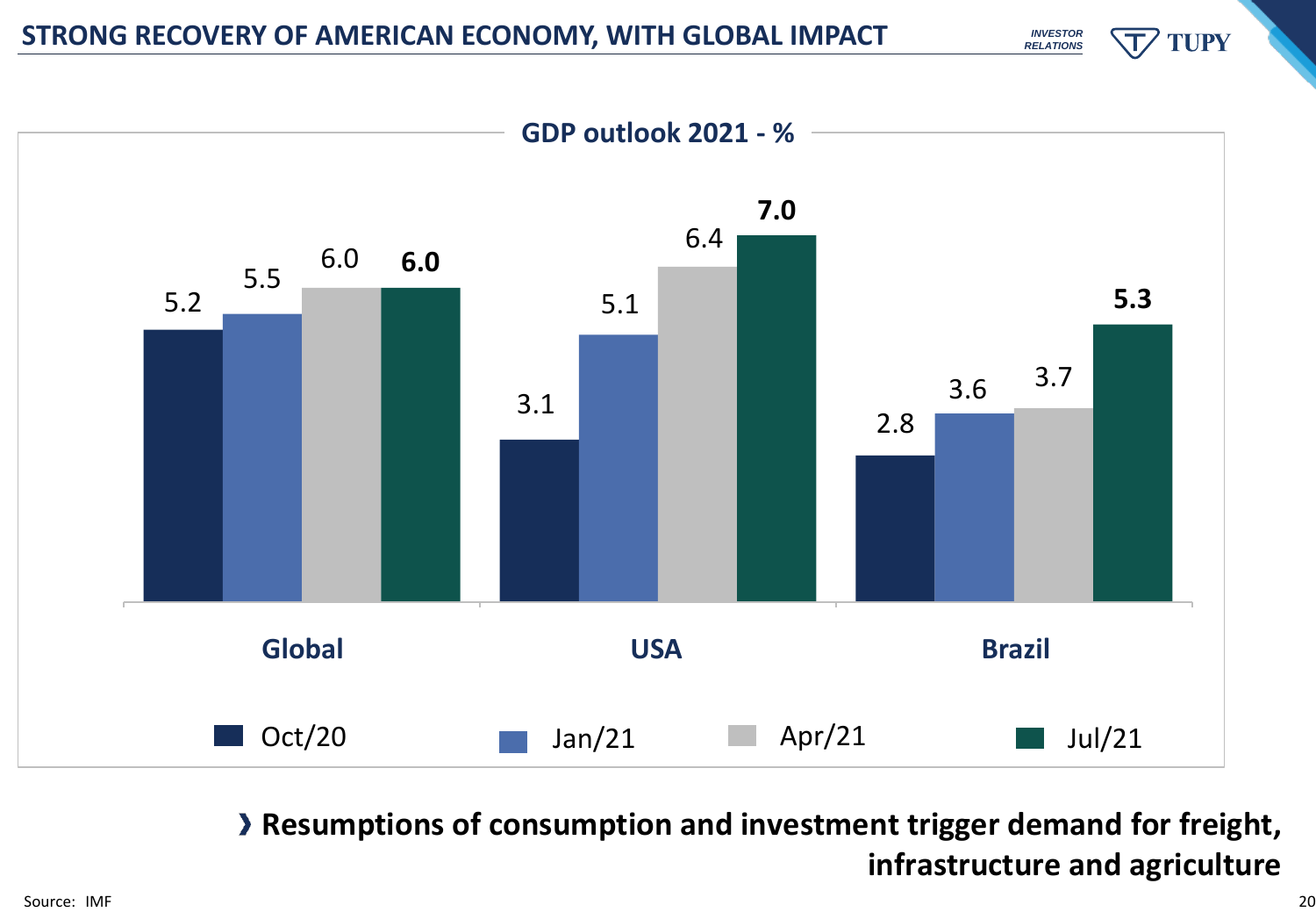# STRONG RECOVERY OF AMERICAN ECONOMY, WITH GLOBAL IMPACT

**GDP outlook 2021 - %**

| | Oct/20 | Jan/21 | Apr/21 | Jul/21 |
|---|---|---|---|---|
| Global | 5.2 | 5.5 | 6.0 | **6.0** |
| USA | 3.1 | 5.1 | 6.4 | **7.0** |
| Brazil | 2.8 | 3.6 | 3.7 | **5.3** |

› **Resumptions of consumption and investment trigger demand for freight, infrastructure and agriculture**

Source: IMF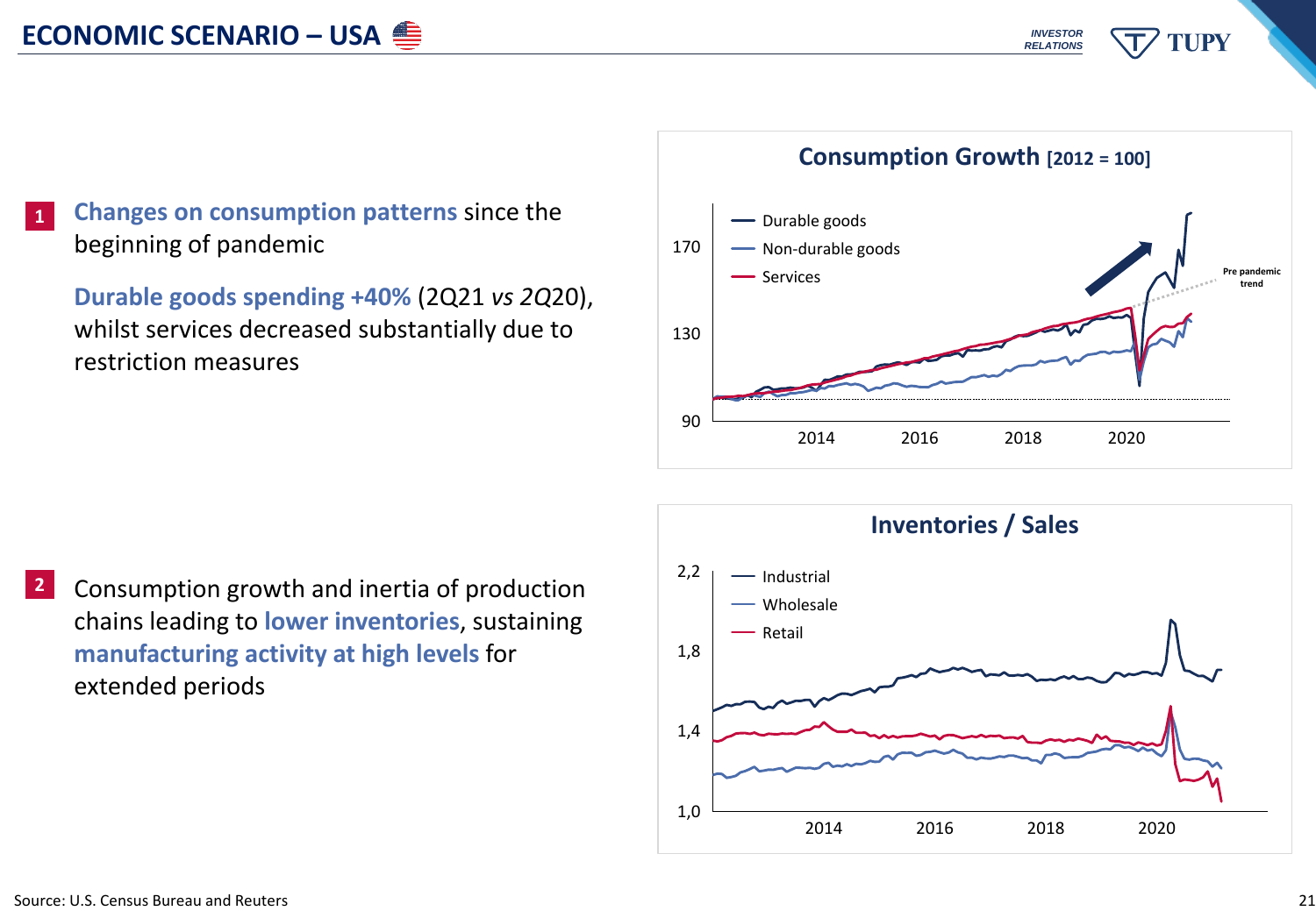# ECONOMIC SCENARIO – USA

**1** **Changes on consumption patterns** since the beginning of pandemic

**Durable goods spending +40%** (2Q21 *vs 2Q*20), whilst services decreased substantially due to restriction measures

**Consumption Growth** [2012 = 100]

- Durable goods
- Non-durable goods
- Services

Pre pandemic trend

**2** Consumption growth and inertia of production chains leading to **lower inventories**, sustaining **manufacturing activity at high levels** for extended periods

**Inventories / Sales**

- Industrial
- Wholesale
- Retail

Source: U.S. Census Bureau and Reuters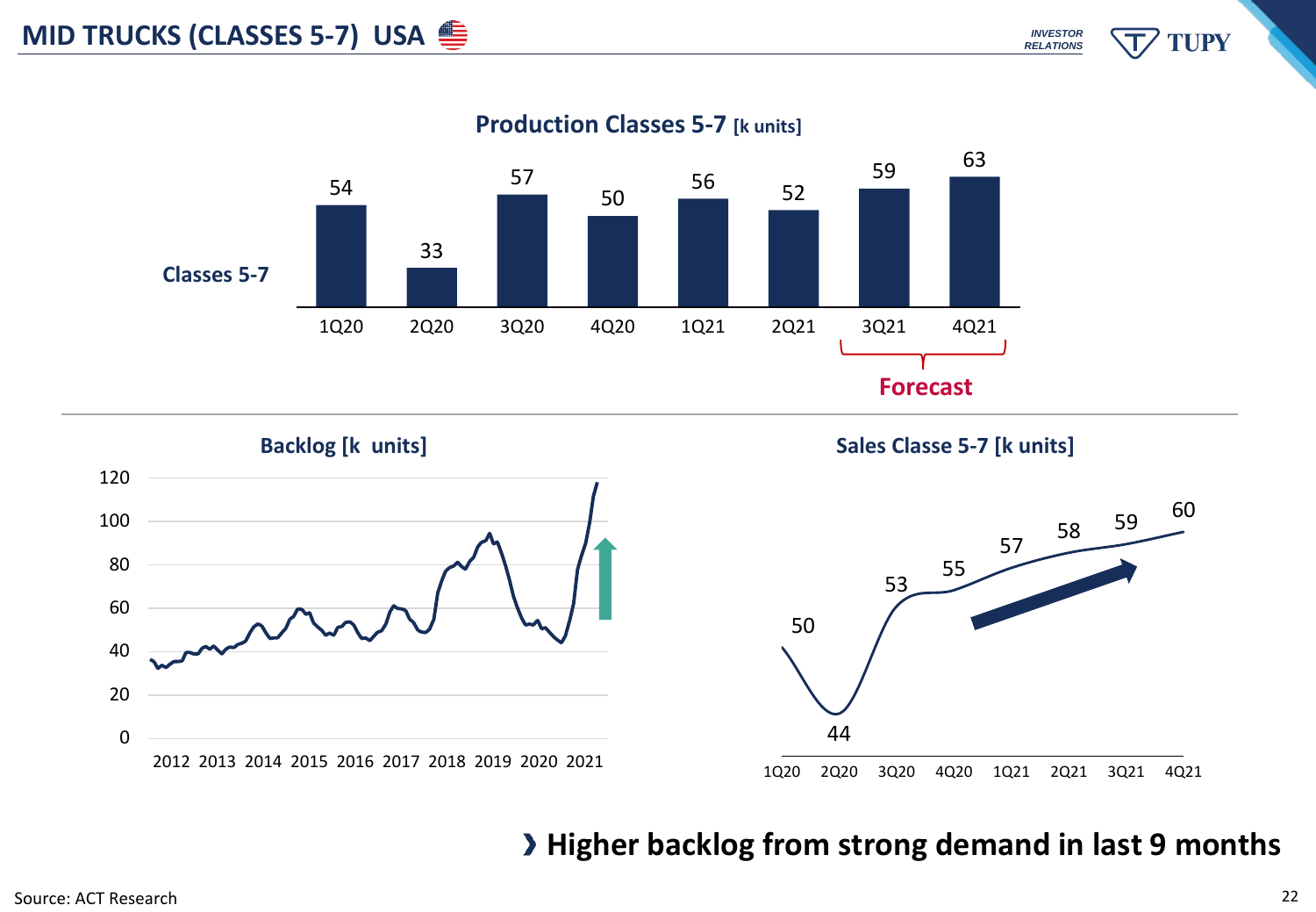# MID TRUCKS (CLASSES 5-7) USA

## Production Classes 5-7 [k units]

|  | 1Q20 | 2Q20 | 3Q20 | 4Q20 | 1Q21 | 2Q21 | 3Q21 | 4Q21 |
|---|---|---|---|---|---|---|---|---|
| Classes 5-7 | 54 | 33 | 57 | 50 | 56 | 52 | 59 | 63 |

Forecast: 3Q21–4Q21

## Backlog [k units]

## Sales Classe 5-7 [k units]

| 1Q20 | 2Q20 | 3Q20 | 4Q20 | 1Q21 | 2Q21 | 3Q21 | 4Q21 |
|---|---|---|---|---|---|---|---|
| 50 | 44 | 53 | 55 | 57 | 58 | 59 | 60 |

› **Higher backlog from strong demand in last 9 months**

Source: ACT Research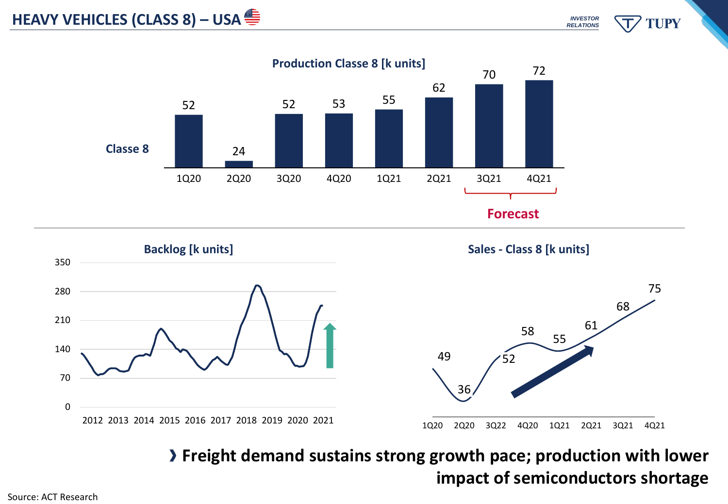# HEAVY VEHICLES (CLASS 8) – USA

### Production Classe 8 [k units]

| Classe 8 | 1Q20 | 2Q20 | 3Q20 | 4Q20 | 1Q21 | 2Q21 | 3Q21 | 4Q21 |
|---|---|---|---|---|---|---|---|---|
| | 52 | 24 | 52 | 53 | 55 | 62 | 70 | 72 |

Forecast (3Q21–4Q21)

### Backlog [k units]

Y-axis: 0, 70, 140, 210, 280, 350

X-axis: 2012, 2013, 2014, 2015, 2016, 2017, 2018, 2019, 2020, 2021

### Sales - Class 8 [k units]

| 1Q20 | 2Q20 | 3Q22 | 4Q20 | 1Q21 | 2Q21 | 3Q21 | 4Q21 |
|---|---|---|---|---|---|---|---|
| 49 | 36 | 52 | 58 | 55 | 61 | 68 | 75 |

› **Freight demand sustains strong growth pace; production with lower impact of semiconductors shortage**

Source: ACT Research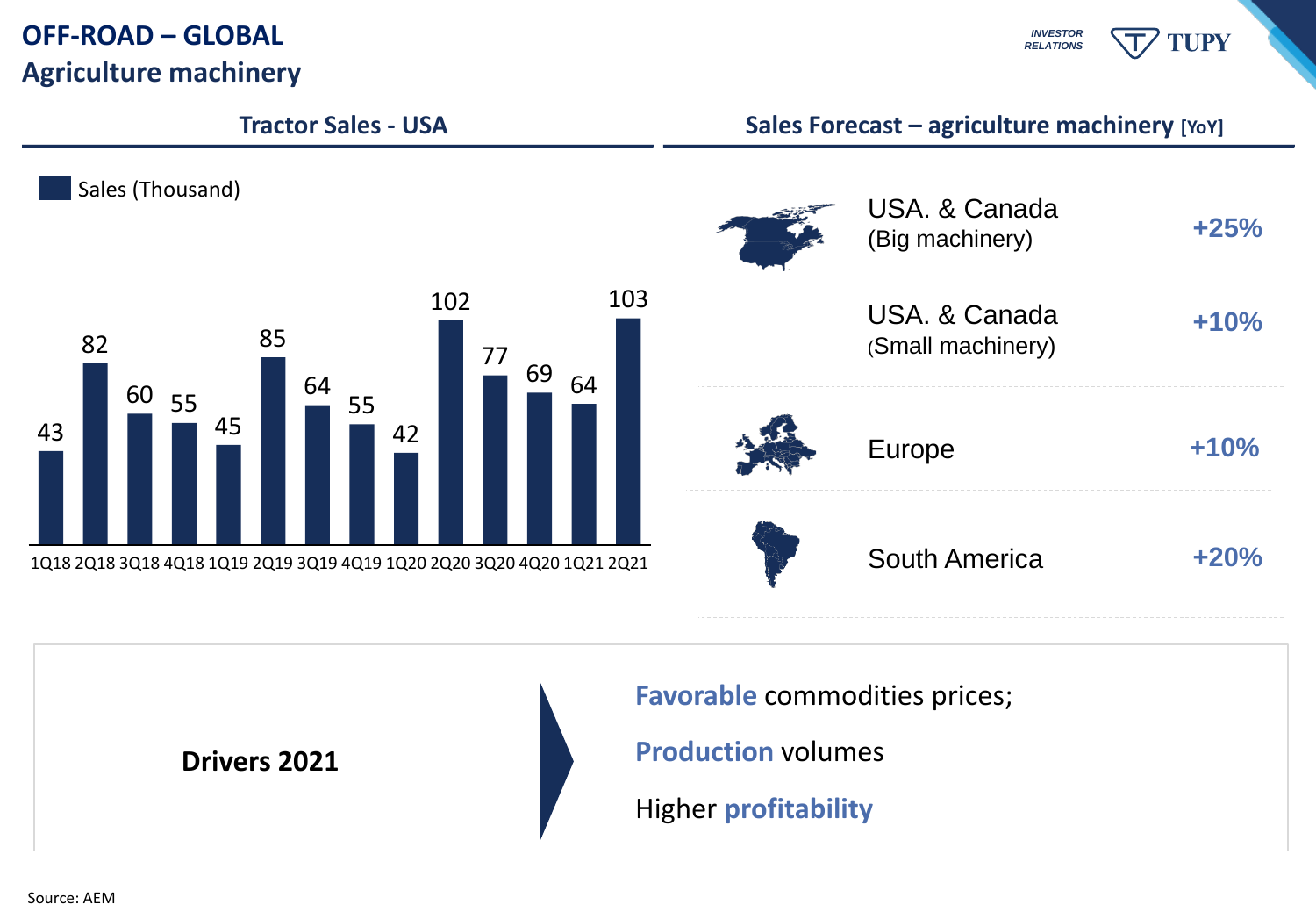# OFF-ROAD – GLOBAL

## Agriculture machinery

### Tractor Sales - USA

Sales (Thousand)

| Quarter | 1Q18 | 2Q18 | 3Q18 | 4Q18 | 1Q19 | 2Q19 | 3Q19 | 4Q19 | 1Q20 | 2Q20 | 3Q20 | 4Q20 | 1Q21 | 2Q21 |
|---|---|---|---|---|---|---|---|---|---|---|---|---|---|---|
| Sales (Thousand) | 43 | 82 | 60 | 55 | 45 | 85 | 64 | 55 | 42 | 102 | 77 | 69 | 64 | 103 |

### Sales Forecast – agriculture machinery [YoY]

| Region | Forecast |
|---|---|
| USA. & Canada (Big machinery) | +25% |
| USA. & Canada (Small machinery) | +10% |
| Europe | +10% |
| South America | +20% |

**Drivers 2021**

- **Favorable** commodities prices;
- **Production** volumes
- Higher **profitability**

Source: AEM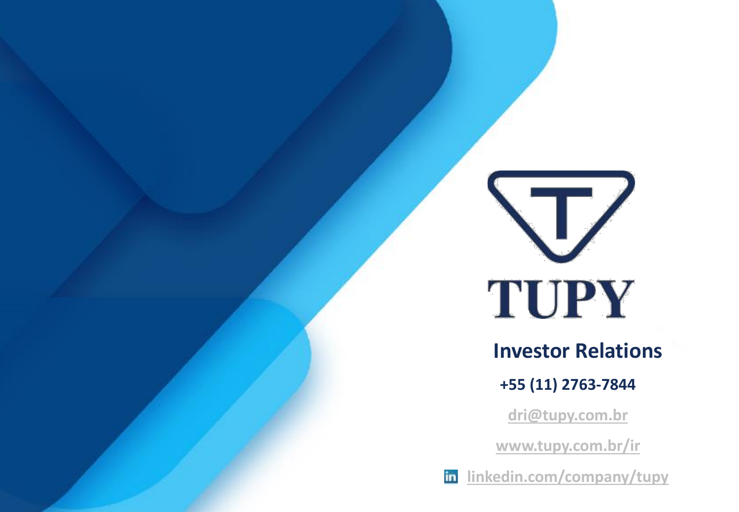TUPY

## Investor Relations

+55 (11) 2763-7844

dri@tupy.com.br

www.tupy.com.br/ir

linkedin.com/company/tupy